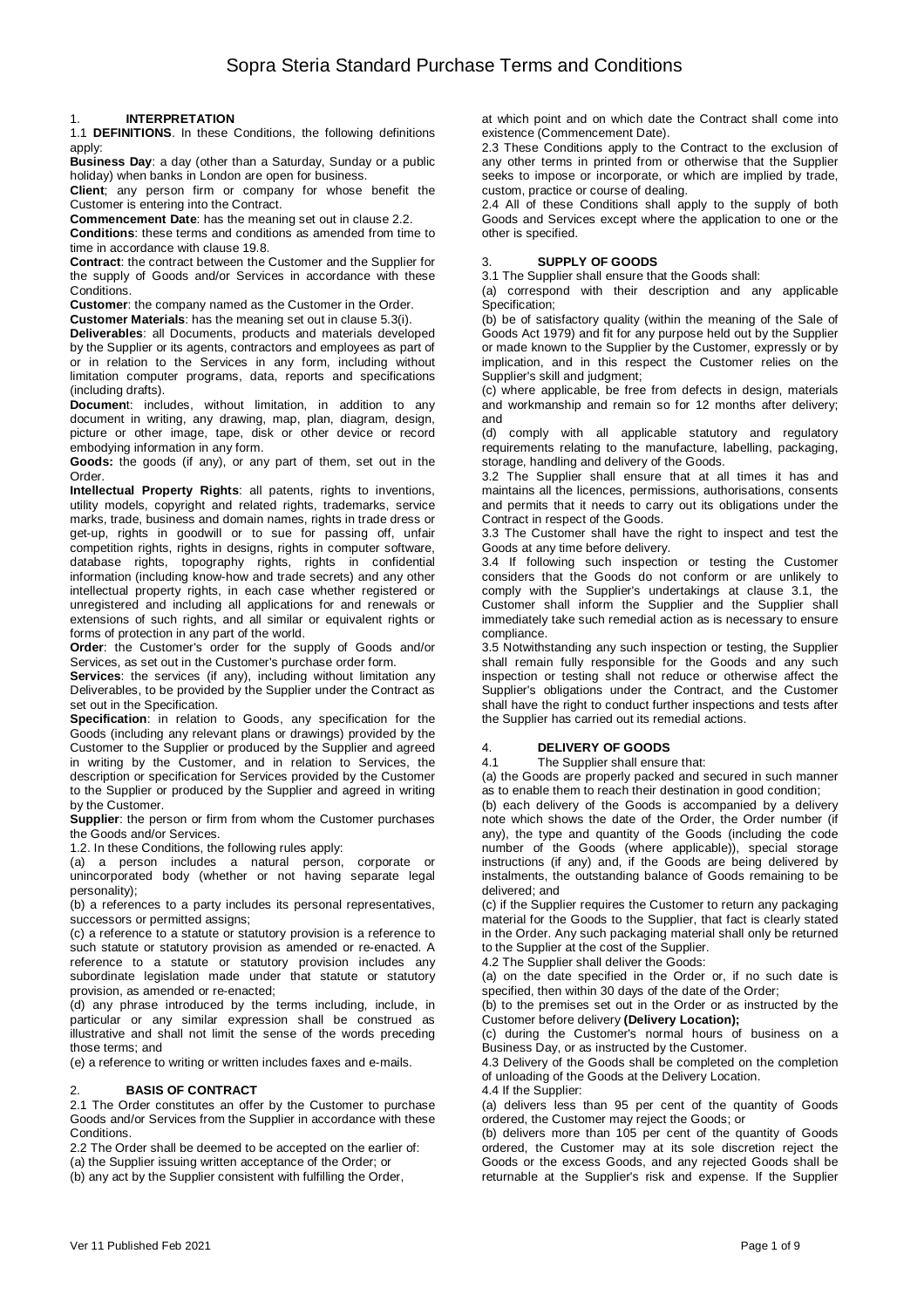# Sopra Steria Standard Purchase Terms and Conditions

## 1. INTERPRETATION

1.1 **DEFINITIONS**. In these Conditions, the following definitions apply:

**Business Day**: a day (other than a Saturday, Sunday or a public holiday) when banks in London are open for business.

**Client**; any person firm or company for whose benefit the Customer is entering into the Contract.

**Commencement Date**: has the meaning set out in clause 2.2.

**Conditions**: these terms and conditions as amended from time to time in accordance with clause 19.8.

**Contract**: the contract between the Customer and the Supplier for the supply of Goods and/or Services in accordance with these Conditions.

**Customer**: the company named as the Customer in the Order.

**Customer Materials**: has the meaning set out in clause 5.3(i).

**Deliverables**: all Documents, products and materials developed by the Supplier or its agents, contractors and employees as part of or in relation to the Services in any form, including without limitation computer programs, data, reports and specifications (including drafts).

**Document**: includes, without limitation, in addition to any document in writing, any drawing, map, plan, diagram, design, picture or other image, tape, disk or other device or record embodying information in any form.

**Goods:** the goods (if any), or any part of them, set out in the Order.

**Intellectual Property Rights**: all patents, rights to inventions, utility models, copyright and related rights, trademarks, service marks, trade, business and domain names, rights in trade dress or get-up, rights in goodwill or to sue for passing off, unfair competition rights, rights in designs, rights in computer software, database rights, topography rights, rights in confidential information (including know-how and trade secrets) and any other intellectual property rights, in each case whether registered or unregistered and including all applications for and renewals or extensions of such rights, and all similar or equivalent rights or forms of protection in any part of the world.

**Order**: the Customer's order for the supply of Goods and/or Services, as set out in the Customer's purchase order form.

**Services**: the services (if any), including without limitation any Deliverables, to be provided by the Supplier under the Contract as set out in the Specification.

**Specification**: in relation to Goods, any specification for the Goods (including any relevant plans or drawings) provided by the Customer to the Supplier or produced by the Supplier and agreed in writing by the Customer, and in relation to Services, the description or specification for Services provided by the Customer to the Supplier or produced by the Supplier and agreed in writing by the Customer.

**Supplier**: the person or firm from whom the Customer purchases the Goods and/or Services.

1.2. In these Conditions, the following rules apply:

(a) a person includes a natural person, corporate or unincorporated body (whether or not having separate legal personality);

(b) a references to a party includes its personal representatives, successors or permitted assigns;

(c) a reference to a statute or statutory provision is a reference to such statute or statutory provision as amended or re-enacted. A reference to a statute or statutory provision includes any subordinate legislation made under that statute or statutory provision, as amended or re-enacted;

(d) any phrase introduced by the terms including, include, in particular or any similar expression shall be construed as illustrative and shall not limit the sense of the words preceding those terms; and

(e) a reference to writing or written includes faxes and e-mails.

## 2. BASIS OF CONTRACT

2.1 The Order constitutes an offer by the Customer to purchase Goods and/or Services from the Supplier in accordance with these Conditions.

2.2 The Order shall be deemed to be accepted on the earlier of:

(a) the Supplier issuing written acceptance of the Order; or

(b) any act by the Supplier consistent with fulfilling the Order,

at which point and on which date the Contract shall come into existence (Commencement Date).

2.3 These Conditions apply to the Contract to the exclusion of any other terms in printed from or otherwise that the Supplier seeks to impose or incorporate, or which are implied by trade, custom, practice or course of dealing.

2.4 All of these Conditions shall apply to the supply of both Goods and Services except where the application to one or the other is specified.

## 3. SUPPLY OF GOODS

3.1 The Supplier shall ensure that the Goods shall:

(a) correspond with their description and any applicable Specification;

(b) be of satisfactory quality (within the meaning of the Sale of Goods Act 1979) and fit for any purpose held out by the Supplier or made known to the Supplier by the Customer, expressly or by implication, and in this respect the Customer relies on the Supplier's skill and judgment;

(c) where applicable, be free from defects in design, materials and workmanship and remain so for 12 months after delivery; and

(d) comply with all applicable statutory and regulatory requirements relating to the manufacture, labelling, packaging, storage, handling and delivery of the Goods.

3.2 The Supplier shall ensure that at all times it has and maintains all the licences, permissions, authorisations, consents and permits that it needs to carry out its obligations under the Contract in respect of the Goods.

3.3 The Customer shall have the right to inspect and test the Goods at any time before delivery.

3.4 If following such inspection or testing the Customer considers that the Goods do not conform or are unlikely to comply with the Supplier's undertakings at clause 3.1, the Customer shall inform the Supplier and the Supplier shall immediately take such remedial action as is necessary to ensure compliance.

3.5 Notwithstanding any such inspection or testing, the Supplier shall remain fully responsible for the Goods and any such inspection or testing shall not reduce or otherwise affect the Supplier's obligations under the Contract, and the Customer shall have the right to conduct further inspections and tests after the Supplier has carried out its remedial actions.

## 4. DELIVERY OF GOODS

4.1 The Supplier shall ensure that:

(a) the Goods are properly packed and secured in such manner as to enable them to reach their destination in good condition;

(b) each delivery of the Goods is accompanied by a delivery note which shows the date of the Order, the Order number (if any), the type and quantity of the Goods (including the code number of the Goods (where applicable)), special storage instructions (if any) and, if the Goods are being delivered by instalments, the outstanding balance of Goods remaining to be delivered; and

(c) if the Supplier requires the Customer to return any packaging material for the Goods to the Supplier, that fact is clearly stated in the Order. Any such packaging material shall only be returned to the Supplier at the cost of the Supplier.

4.2 The Supplier shall deliver the Goods:

(a) on the date specified in the Order or, if no such date is specified, then within 30 days of the date of the Order;

(b) to the premises set out in the Order or as instructed by the Customer before delivery **(Delivery Location);**

(c) during the Customer's normal hours of business on a Business Day, or as instructed by the Customer.

4.3 Delivery of the Goods shall be completed on the completion of unloading of the Goods at the Delivery Location.

4.4 If the Supplier:

(a) delivers less than 95 per cent of the quantity of Goods ordered, the Customer may reject the Goods; or

(b) delivers more than 105 per cent of the quantity of Goods ordered, the Customer may at its sole discretion reject the Goods or the excess Goods, and any rejected Goods shall be returnable at the Supplier's risk and expense. If the Supplier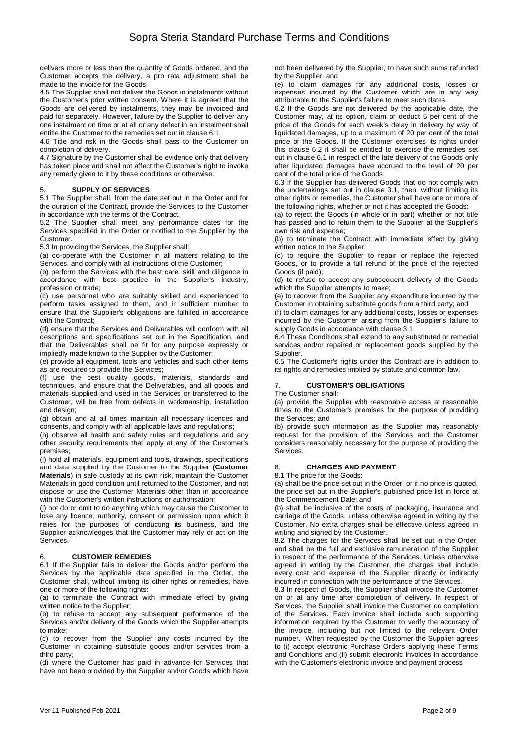delivers more or less than the quantity of Goods ordered, and the Customer accepts the delivery, a pro rata adjustment shall be made to the invoice for the Goods.

4.5 The Supplier shall not deliver the Goods in instalments without the Customer's prior written consent. Where it is agreed that the Goods are delivered by instalments, they may be invoiced and paid for separately. However, failure by the Supplier to deliver any one instalment on time or at all or any defect in an instalment shall entitle the Customer to the remedies set out in clause 6.1.

4.6 Title and risk in the Goods shall pass to the Customer on completion of delivery.

4.7 Signature by the Customer shall be evidence only that delivery has taken place and shall not affect the Customer's right to invoke any remedy given to it by these conditions or otherwise.

## 5. SUPPLY OF SERVICES

5.1 The Supplier shall, from the date set out in the Order and for the duration of the Contract, provide the Services to the Customer in accordance with the terms of the Contract.

5.2 The Supplier shall meet any performance dates for the Services specified in the Order or notified to the Supplier by the Customer.

5.3 In providing the Services, the Supplier shall:

(a) co-operate with the Customer in all matters relating to the Services, and comply with all instructions of the Customer;

(b) perform the Services with the best care, skill and diligence in accordance with best practice in the Supplier's industry, profession or trade;

(c) use personnel who are suitably skilled and experienced to perform tasks assigned to them, and in sufficient number to ensure that the Supplier's obligations are fulfilled in accordance with the Contract;

(d) ensure that the Services and Deliverables will conform with all descriptions and specifications set out in the Specification, and that the Deliverables shall be fit for any purpose expressly or impliedly made known to the Supplier by the Customer;

(e) provide all equipment, tools and vehicles and such other items as are required to provide the Services;

(f) use the best quality goods, materials, standards and techniques, and ensure that the Deliverables, and all goods and materials supplied and used in the Services or transferred to the Customer, will be free from defects in workmanship, installation and design;

(g) obtain and at all times maintain all necessary licences and consents, and comply with all applicable laws and regulations;

(h) observe all health and safety rules and regulations and any other security requirements that apply at any of the Customer's premises;

(i) hold all materials, equipment and tools, drawings, specifications and data supplied by the Customer to the Supplier **(Customer Materials**) in safe custody at its own risk, maintain the Customer Materials in good condition until returned to the Customer, and not dispose or use the Customer Materials other than in accordance with the Customer's written instructions or authorisation;

(j) not do or omit to do anything which may cause the Customer to lose any licence, authority, consent or permission upon which it relies for the purposes of conducting its business, and the Supplier acknowledges that the Customer may rely or act on the Services.

## 6. CUSTOMER REMEDIES

6.1 If the Supplier fails to deliver the Goods and/or perform the Services by the applicable date specified in the Order, the Customer shall, without limiting its other rights or remedies, have one or more of the following rights:

(a) to terminate the Contract with immediate effect by giving written notice to the Supplier;

(b) to refuse to accept any subsequent performance of the Services and/or delivery of the Goods which the Supplier attempts to make;

(c) to recover from the Supplier any costs incurred by the Customer in obtaining substitute goods and/or services from a third party;

(d) where the Customer has paid in advance for Services that have not been provided by the Supplier and/or Goods which have not been delivered by the Supplier, to have such sums refunded by the Supplier; and

(e) to claim damages for any additional costs, losses or expenses incurred by the Customer which are in any way attributable to the Supplier's failure to meet such dates.

6.2 If the Goods are not delivered by the applicable date, the Customer may, at its option, claim or deduct 5 per cent of the price of the Goods for each week's delay in delivery by way of liquidated damages, up to a maximum of 20 per cent of the total price of the Goods. If the Customer exercises its rights under this clause 6.2 it shall be entitled to exercise the remedies set out in clause 6.1 in respect of the late delivery of the Goods only after liquidated damages have accrued to the level of 20 per cent of the total price of the Goods.

6.3 If the Supplier has delivered Goods that do not comply with the undertakings set out in clause 3.1, then, without limiting its other rights or remedies, the Customer shall have one or more of the following rights, whether or not it has accepted the Goods:

(a) to reject the Goods (in whole or in part) whether or not title has passed and to return them to the Supplier at the Supplier's own risk and expense;

(b) to terminate the Contract with immediate effect by giving written notice to the Supplier;

(c) to require the Supplier to repair or replace the rejected Goods, or to provide a full refund of the price of the rejected Goods (if paid);

(d) to refuse to accept any subsequent delivery of the Goods which the Supplier attempts to make;

(e) to recover from the Supplier any expenditure incurred by the Customer in obtaining substitute goods from a third party; and

(f) to claim damages for any additional costs, losses or expenses incurred by the Customer arising from the Supplier's failure to supply Goods in accordance with clause 3.1.

6.4 These Conditions shall extend to any substituted or remedial services and/or repaired or replacement goods supplied by the Supplier.

6.5 The Customer's rights under this Contract are in addition to its rights and remedies implied by statute and common law.

## 7. CUSTOMER'S OBLIGATIONS

The Customer shall:

(a) provide the Supplier with reasonable access at reasonable times to the Customer's premises for the purpose of providing the Services; and

(b) provide such information as the Supplier may reasonably request for the provision of the Services and the Customer considers reasonably necessary for the purpose of providing the Services.

## 8. CHARGES AND PAYMENT

8.1 The price for the Goods:

(a) shall be the price set out in the Order, or if no price is quoted, the price set out in the Supplier's published price list in force at the Commencement Date; and

(b) shall be inclusive of the costs of packaging, insurance and carriage of the Goods, unless otherwise agreed in writing by the Customer. No extra charges shall be effective unless agreed in writing and signed by the Customer.

8.2 The charges for the Services shall be set out in the Order, and shall be the full and exclusive remuneration of the Supplier in respect of the performance of the Services. Unless otherwise agreed in writing by the Customer, the charges shall include every cost and expense of the Supplier directly or indirectly incurred in connection with the performance of the Services.

8.3 In respect of Goods, the Supplier shall invoice the Customer on or at any time after completion of delivery. In respect of Services, the Supplier shall invoice the Customer on completion of the Services. Each invoice shall include such supporting information required by the Customer to verify the accuracy of the invoice, including but not limited to the relevant Order number. When requested by the Customer the Supplier agrees to (i) accept electronic Purchase Orders applying these Terms and Conditions and (ii) submit electronic invoices in accordance with the Customer's electronic invoice and payment process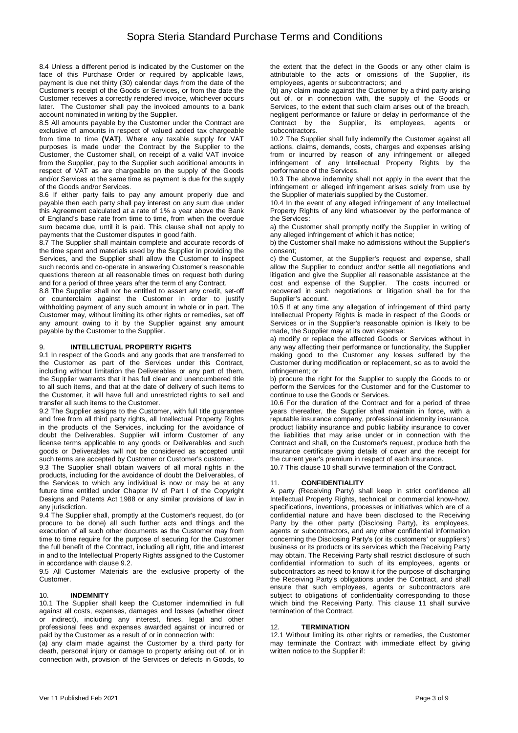8.4 Unless a different period is indicated by the Customer on the face of this Purchase Order or required by applicable laws, payment is due net thirty (30) calendar days from the date of the Customer's receipt of the Goods or Services, or from the date the Customer receives a correctly rendered invoice, whichever occurs later. The Customer shall pay the invoiced amounts to a bank account nominated in writing by the Supplier.

8.5 All amounts payable by the Customer under the Contract are exclusive of amounts in respect of valued added tax chargeable from time to time **(VAT)**. Where any taxable supply for VAT purposes is made under the Contract by the Supplier to the Customer, the Customer shall, on receipt of a valid VAT invoice from the Supplier, pay to the Supplier such additional amounts in respect of VAT as are chargeable on the supply of the Goods and/or Services at the same time as payment is due for the supply of the Goods and/or Services.

8.6 If either party fails to pay any amount properly due and payable then each party shall pay interest on any sum due under this Agreement calculated at a rate of 1% a year above the Bank of England's base rate from time to time, from when the overdue sum became due, until it is paid. This clause shall not apply to payments that the Customer disputes in good faith.

8.7 The Supplier shall maintain complete and accurate records of the time spent and materials used by the Supplier in providing the Services, and the Supplier shall allow the Customer to inspect such records and co-operate in answering Customer's reasonable questions thereon at all reasonable times on request both during and for a period of three years after the term of any Contract.

8.8 The Supplier shall not be entitled to assert any credit, set-off or counterclaim against the Customer in order to justify withholding payment of any such amount in whole or in part. The Customer may, without limiting its other rights or remedies, set off any amount owing to it by the Supplier against any amount payable by the Customer to the Supplier.

## 9. INTELLECTUAL PROPERTY RIGHTS

9.1 In respect of the Goods and any goods that are transferred to the Customer as part of the Services under this Contract, including without limitation the Deliverables or any part of them, the Supplier warrants that it has full clear and unencumbered title to all such items, and that at the date of delivery of such items to the Customer, it will have full and unrestricted rights to sell and transfer all such items to the Customer.

9.2 The Supplier assigns to the Customer, with full title guarantee and free from all third party rights, all Intellectual Property Rights in the products of the Services, including for the avoidance of doubt the Deliverables. Supplier will inform Customer of any license terms applicable to any goods or Deliverables and such goods or Deliverables will not be considered as accepted until such terms are accepted by Customer or Customer's customer.

9.3 The Supplier shall obtain waivers of all moral rights in the products, including for the avoidance of doubt the Deliverables, of the Services to which any individual is now or may be at any future time entitled under Chapter IV of Part I of the Copyright Designs and Patents Act 1988 or any similar provisions of law in any jurisdiction.

9.4 The Supplier shall, promptly at the Customer's request, do (or procure to be done) all such further acts and things and the execution of all such other documents as the Customer may from time to time require for the purpose of securing for the Customer the full benefit of the Contract, including all right, title and interest in and to the Intellectual Property Rights assigned to the Customer in accordance with clause 9.2.

9.5 All Customer Materials are the exclusive property of the Customer.

## 10. INDEMNITY

10.1 The Supplier shall keep the Customer indemnified in full against all costs, expenses, damages and losses (whether direct or indirect), including any interest, fines, legal and other professional fees and expenses awarded against or incurred or paid by the Customer as a result of or in connection with:

(a) any claim made against the Customer by a third party for death, personal injury or damage to property arising out of, or in connection with, provision of the Services or defects in Goods, to the extent that the defect in the Goods or any other claim is attributable to the acts or omissions of the Supplier, its employees, agents or subcontractors; and

(b) any claim made against the Customer by a third party arising out of, or in connection with, the supply of the Goods or Services, to the extent that such claim arises out of the breach, negligent performance or failure or delay in performance of the Contract by the Supplier, its employees, agents or subcontractors.

10.2 The Supplier shall fully indemnify the Customer against all actions, claims, demands, costs, charges and expenses arising from or incurred by reason of any infringement or alleged infringement of any Intellectual Property Rights by the performance of the Services.

10.3 The above indemnity shall not apply in the event that the infringement or alleged infringement arises solely from use by the Supplier of materials supplied by the Customer.

10.4 In the event of any alleged infringement of any Intellectual Property Rights of any kind whatsoever by the performance of the Services:

a) the Customer shall promptly notify the Supplier in writing of any alleged infringement of which it has notice;

b) the Customer shall make no admissions without the Supplier's consent;

c) the Customer, at the Supplier's request and expense, shall allow the Supplier to conduct and/or settle all negotiations and litigation and give the Supplier all reasonable assistance at the cost and expense of the Supplier. The costs incurred or recovered in such negotiations or litigation shall be for the Supplier's account.

10.5 If at any time any allegation of infringement of third party Intellectual Property Rights is made in respect of the Goods or Services or in the Supplier's reasonable opinion is likely to be made, the Supplier may at its own expense:

a) modify or replace the affected Goods or Services without in any way affecting their performance or functionality, the Supplier making good to the Customer any losses suffered by the Customer during modification or replacement, so as to avoid the infringement; or

b) procure the right for the Supplier to supply the Goods to or perform the Services for the Customer and for the Customer to continue to use the Goods or Services.

10.6 For the duration of the Contract and for a period of three years thereafter, the Supplier shall maintain in force, with a reputable insurance company, professional indemnity insurance, product liability insurance and public liability insurance to cover the liabilities that may arise under or in connection with the Contract and shall, on the Customer's request, produce both the insurance certificate giving details of cover and the receipt for the current year's premium in respect of each insurance.

10.7 This clause 10 shall survive termination of the Contract.

## 11. CONFIDENTIALITY

A party (Receiving Party) shall keep in strict confidence all Intellectual Property Rights, technical or commercial know-how, specifications, inventions, processes or initiatives which are of a confidential nature and have been disclosed to the Receiving Party by the other party (Disclosing Party), its employees, agents or subcontractors, and any other confidential information concerning the Disclosing Party's (or its customers' or suppliers') business or its products or its services which the Receiving Party may obtain. The Receiving Party shall restrict disclosure of such confidential information to such of its employees, agents or subcontractors as need to know it for the purpose of discharging the Receiving Party's obligations under the Contract, and shall ensure that such employees, agents or subcontractors are subject to obligations of confidentiality corresponding to those which bind the Receiving Party. This clause 11 shall survive termination of the Contract.

## 12. TERMINATION

12.1 Without limiting its other rights or remedies, the Customer may terminate the Contract with immediate effect by giving written notice to the Supplier if: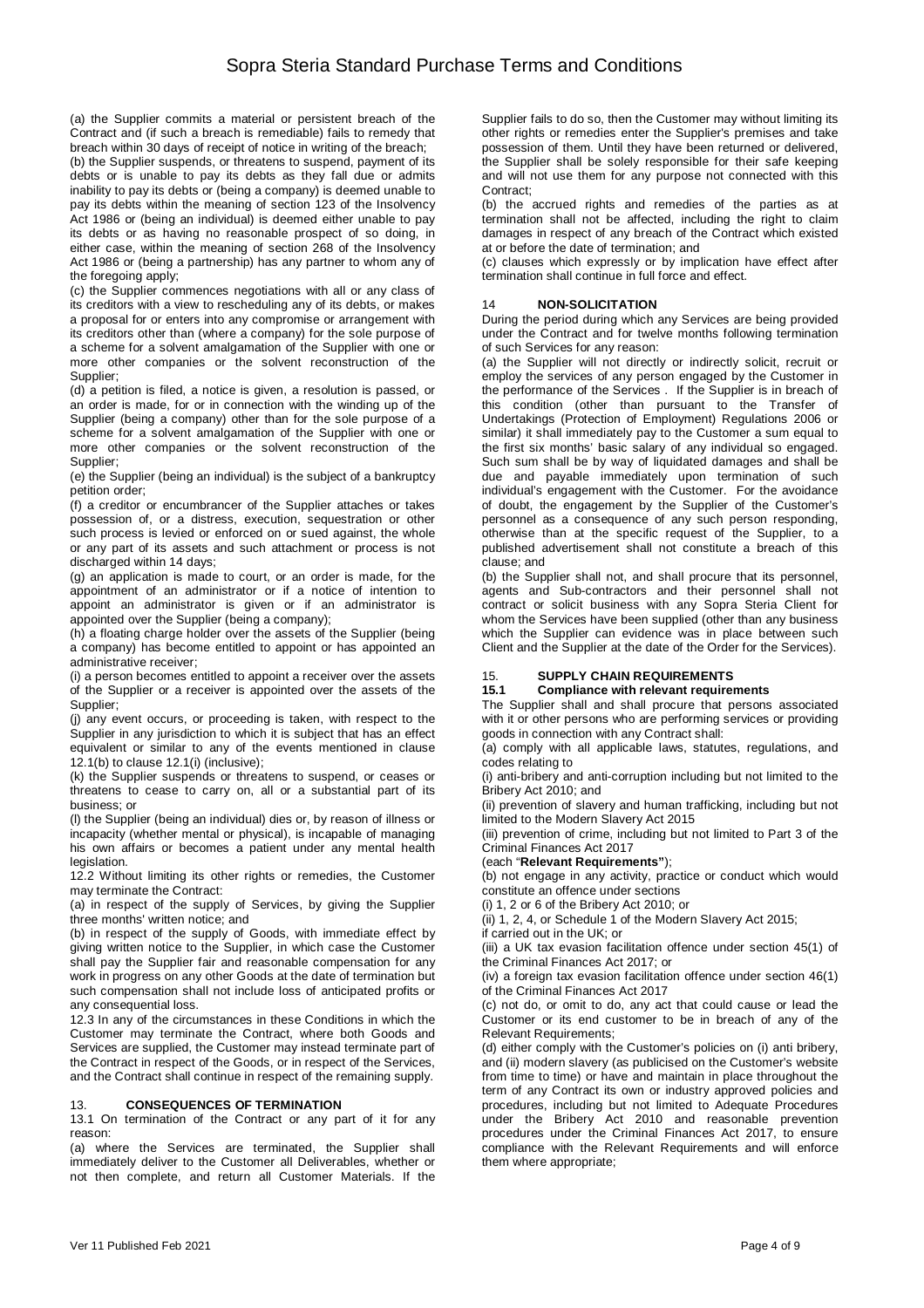(a) the Supplier commits a material or persistent breach of the Contract and (if such a breach is remediable) fails to remedy that breach within 30 days of receipt of notice in writing of the breach;

(b) the Supplier suspends, or threatens to suspend, payment of its debts or is unable to pay its debts as they fall due or admits inability to pay its debts or (being a company) is deemed unable to pay its debts within the meaning of section 123 of the Insolvency Act 1986 or (being an individual) is deemed either unable to pay its debts or as having no reasonable prospect of so doing, in either case, within the meaning of section 268 of the Insolvency Act 1986 or (being a partnership) has any partner to whom any of the foregoing apply;

(c) the Supplier commences negotiations with all or any class of its creditors with a view to rescheduling any of its debts, or makes a proposal for or enters into any compromise or arrangement with its creditors other than (where a company) for the sole purpose of a scheme for a solvent amalgamation of the Supplier with one or more other companies or the solvent reconstruction of the Supplier;

(d) a petition is filed, a notice is given, a resolution is passed, or an order is made, for or in connection with the winding up of the Supplier (being a company) other than for the sole purpose of a scheme for a solvent amalgamation of the Supplier with one or more other companies or the solvent reconstruction of the Supplier;

(e) the Supplier (being an individual) is the subject of a bankruptcy petition order;

(f) a creditor or encumbrancer of the Supplier attaches or takes possession of, or a distress, execution, sequestration or other such process is levied or enforced on or sued against, the whole or any part of its assets and such attachment or process is not discharged within 14 days;

(g) an application is made to court, or an order is made, for the appointment of an administrator or if a notice of intention to appoint an administrator is given or if an administrator is appointed over the Supplier (being a company);

(h) a floating charge holder over the assets of the Supplier (being a company) has become entitled to appoint or has appointed an administrative receiver;

(i) a person becomes entitled to appoint a receiver over the assets of the Supplier or a receiver is appointed over the assets of the Supplier;

(j) any event occurs, or proceeding is taken, with respect to the Supplier in any jurisdiction to which it is subject that has an effect equivalent or similar to any of the events mentioned in clause 12.1(b) to clause 12.1(i) (inclusive);

(k) the Supplier suspends or threatens to suspend, or ceases or threatens to cease to carry on, all or a substantial part of its business; or

(l) the Supplier (being an individual) dies or, by reason of illness or incapacity (whether mental or physical), is incapable of managing his own affairs or becomes a patient under any mental health legislation.

12.2 Without limiting its other rights or remedies, the Customer may terminate the Contract:

(a) in respect of the supply of Services, by giving the Supplier three months' written notice; and

(b) in respect of the supply of Goods, with immediate effect by giving written notice to the Supplier, in which case the Customer shall pay the Supplier fair and reasonable compensation for any work in progress on any other Goods at the date of termination but such compensation shall not include loss of anticipated profits or any consequential loss.

12.3 In any of the circumstances in these Conditions in which the Customer may terminate the Contract, where both Goods and Services are supplied, the Customer may instead terminate part of the Contract in respect of the Goods, or in respect of the Services, and the Contract shall continue in respect of the remaining supply.

## 13. CONSEQUENCES OF TERMINATION

13.1 On termination of the Contract or any part of it for any reason:

(a) where the Services are terminated, the Supplier shall immediately deliver to the Customer all Deliverables, whether or not then complete, and return all Customer Materials. If the Supplier fails to do so, then the Customer may without limiting its other rights or remedies enter the Supplier's premises and take possession of them. Until they have been returned or delivered, the Supplier shall be solely responsible for their safe keeping and will not use them for any purpose not connected with this Contract;

(b) the accrued rights and remedies of the parties as at termination shall not be affected, including the right to claim damages in respect of any breach of the Contract which existed at or before the date of termination; and

(c) clauses which expressly or by implication have effect after termination shall continue in full force and effect.

## 14 NON-SOLICITATION

During the period during which any Services are being provided under the Contract and for twelve months following termination of such Services for any reason:

(a) the Supplier will not directly or indirectly solicit, recruit or employ the services of any person engaged by the Customer in the performance of the Services . If the Supplier is in breach of this condition (other than pursuant to the Transfer of Undertakings (Protection of Employment) Regulations 2006 or similar) it shall immediately pay to the Customer a sum equal to the first six months' basic salary of any individual so engaged. Such sum shall be by way of liquidated damages and shall be due and payable immediately upon termination of such individual's engagement with the Customer. For the avoidance of doubt, the engagement by the Supplier of the Customer's personnel as a consequence of any such person responding, otherwise than at the specific request of the Supplier, to a published advertisement shall not constitute a breach of this clause; and

(b) the Supplier shall not, and shall procure that its personnel, agents and Sub-contractors and their personnel shall not contract or solicit business with any Sopra Steria Client for whom the Services have been supplied (other than any business which the Supplier can evidence was in place between such Client and the Supplier at the date of the Order for the Services).

## 15. SUPPLY CHAIN REQUIREMENTS

### 15.1 Compliance with relevant requirements

The Supplier shall and shall procure that persons associated with it or other persons who are performing services or providing goods in connection with any Contract shall:

(a) comply with all applicable laws, statutes, regulations, and codes relating to

(i) anti-bribery and anti-corruption including but not limited to the Bribery Act 2010; and

(ii) prevention of slavery and human trafficking, including but not limited to the Modern Slavery Act 2015

(iii) prevention of crime, including but not limited to Part 3 of the Criminal Finances Act 2017

(each "**Relevant Requirements"**);

(b) not engage in any activity, practice or conduct which would constitute an offence under sections

(i) 1, 2 or 6 of the Bribery Act 2010; or

(ii) 1, 2, 4, or Schedule 1 of the Modern Slavery Act 2015;

if carried out in the UK; or

(iii) a UK tax evasion facilitation offence under section 45(1) of the Criminal Finances Act 2017; or

(iv) a foreign tax evasion facilitation offence under section 46(1) of the Criminal Finances Act 2017

(c) not do, or omit to do, any act that could cause or lead the Customer or its end customer to be in breach of any of the Relevant Requirements;

(d) either comply with the Customer's policies on (i) anti bribery, and (ii) modern slavery (as publicised on the Customer's website from time to time) or have and maintain in place throughout the term of any Contract its own or industry approved policies and procedures, including but not limited to Adequate Procedures under the Bribery Act 2010 and reasonable prevention procedures under the Criminal Finances Act 2017, to ensure compliance with the Relevant Requirements and will enforce them where appropriate;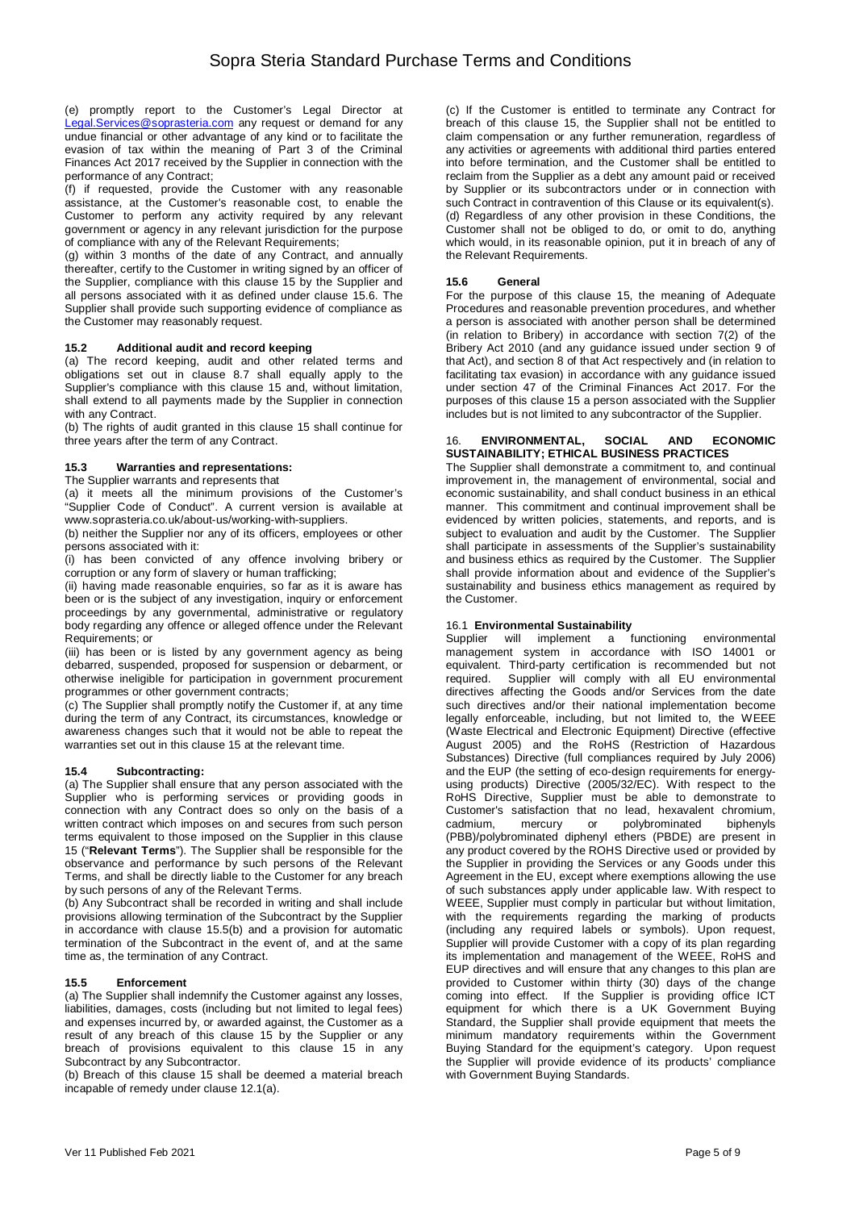(e) promptly report to the Customer's Legal Director at Legal.Services@soprasteria.com any request or demand for any undue financial or other advantage of any kind or to facilitate the evasion of tax within the meaning of Part 3 of the Criminal Finances Act 2017 received by the Supplier in connection with the performance of any Contract;

(f) if requested, provide the Customer with any reasonable assistance, at the Customer's reasonable cost, to enable the Customer to perform any activity required by any relevant government or agency in any relevant jurisdiction for the purpose of compliance with any of the Relevant Requirements;

(g) within 3 months of the date of any Contract, and annually thereafter, certify to the Customer in writing signed by an officer of the Supplier, compliance with this clause 15 by the Supplier and all persons associated with it as defined under clause 15.6. The Supplier shall provide such supporting evidence of compliance as the Customer may reasonably request.

### 15.2 Additional audit and record keeping

(a) The record keeping, audit and other related terms and obligations set out in clause 8.7 shall equally apply to the Supplier's compliance with this clause 15 and, without limitation, shall extend to all payments made by the Supplier in connection with any Contract.

(b) The rights of audit granted in this clause 15 shall continue for three years after the term of any Contract.

### 15.3 Warranties and representations:

The Supplier warrants and represents that

(a) it meets all the minimum provisions of the Customer's "Supplier Code of Conduct". A current version is available at www.soprasteria.co.uk/about-us/working-with-suppliers.

(b) neither the Supplier nor any of its officers, employees or other persons associated with it:

(i) has been convicted of any offence involving bribery or corruption or any form of slavery or human trafficking;

(ii) having made reasonable enquiries, so far as it is aware has been or is the subject of any investigation, inquiry or enforcement proceedings by any governmental, administrative or regulatory body regarding any offence or alleged offence under the Relevant Requirements; or

(iii) has been or is listed by any government agency as being debarred, suspended, proposed for suspension or debarment, or otherwise ineligible for participation in government procurement programmes or other government contracts;

(c) The Supplier shall promptly notify the Customer if, at any time during the term of any Contract, its circumstances, knowledge or awareness changes such that it would not be able to repeat the warranties set out in this clause 15 at the relevant time.

### 15.4 Subcontracting:

(a) The Supplier shall ensure that any person associated with the Supplier who is performing services or providing goods in connection with any Contract does so only on the basis of a written contract which imposes on and secures from such person terms equivalent to those imposed on the Supplier in this clause 15 ("**Relevant Terms**"). The Supplier shall be responsible for the observance and performance by such persons of the Relevant Terms, and shall be directly liable to the Customer for any breach by such persons of any of the Relevant Terms.

(b) Any Subcontract shall be recorded in writing and shall include provisions allowing termination of the Subcontract by the Supplier in accordance with clause 15.5(b) and a provision for automatic termination of the Subcontract in the event of, and at the same time as, the termination of any Contract.

### 15.5 Enforcement

(a) The Supplier shall indemnify the Customer against any losses, liabilities, damages, costs (including but not limited to legal fees) and expenses incurred by, or awarded against, the Customer as a result of any breach of this clause 15 by the Supplier or any breach of provisions equivalent to this clause 15 in any Subcontract by any Subcontractor.

(b) Breach of this clause 15 shall be deemed a material breach incapable of remedy under clause 12.1(a).

(c) If the Customer is entitled to terminate any Contract for breach of this clause 15, the Supplier shall not be entitled to claim compensation or any further remuneration, regardless of any activities or agreements with additional third parties entered into before termination, and the Customer shall be entitled to reclaim from the Supplier as a debt any amount paid or received by Supplier or its subcontractors under or in connection with such Contract in contravention of this Clause or its equivalent(s).

(d) Regardless of any other provision in these Conditions, the Customer shall not be obliged to do, or omit to do, anything which would, in its reasonable opinion, put it in breach of any of the Relevant Requirements.

### 15.6 General

For the purpose of this clause 15, the meaning of Adequate Procedures and reasonable prevention procedures, and whether a person is associated with another person shall be determined (in relation to Bribery) in accordance with section 7(2) of the Bribery Act 2010 (and any guidance issued under section 9 of that Act), and section 8 of that Act respectively and (in relation to facilitating tax evasion) in accordance with any guidance issued under section 47 of the Criminal Finances Act 2017. For the purposes of this clause 15 a person associated with the Supplier includes but is not limited to any subcontractor of the Supplier.

## 16. ENVIRONMENTAL, SOCIAL AND ECONOMIC SUSTAINABILITY; ETHICAL BUSINESS PRACTICES

The Supplier shall demonstrate a commitment to, and continual improvement in, the management of environmental, social and economic sustainability, and shall conduct business in an ethical manner. This commitment and continual improvement shall be evidenced by written policies, statements, and reports, and is subject to evaluation and audit by the Customer. The Supplier shall participate in assessments of the Supplier's sustainability and business ethics as required by the Customer. The Supplier shall provide information about and evidence of the Supplier's sustainability and business ethics management as required by the Customer.

### 16.1 Environmental Sustainability

Supplier will implement a functioning environmental management system in accordance with ISO 14001 or equivalent. Third-party certification is recommended but not required. Supplier will comply with all EU environmental directives affecting the Goods and/or Services from the date such directives and/or their national implementation become legally enforceable, including, but not limited to, the WEEE (Waste Electrical and Electronic Equipment) Directive (effective August 2005) and the RoHS (Restriction of Hazardous Substances) Directive (full compliances required by July 2006) and the EUP (the setting of eco-design requirements for energy-using products) Directive (2005/32/EC). With respect to the RoHS Directive, Supplier must be able to demonstrate to Customer's satisfaction that no lead, hexavalent chromium, cadmium, mercury or polybrominated biphenyls (PBB)/polybrominated diphenyl ethers (PBDE) are present in any product covered by the ROHS Directive used or provided by the Supplier in providing the Services or any Goods under this Agreement in the EU, except where exemptions allowing the use of such substances apply under applicable law. With respect to WEEE, Supplier must comply in particular but without limitation, with the requirements regarding the marking of products (including any required labels or symbols). Upon request, Supplier will provide Customer with a copy of its plan regarding its implementation and management of the WEEE, RoHS and EUP directives and will ensure that any changes to this plan are provided to Customer within thirty (30) days of the change coming into effect. If the Supplier is providing office ICT equipment for which there is a UK Government Buying Standard, the Supplier shall provide equipment that meets the minimum mandatory requirements within the Government Buying Standard for the equipment's category. Upon request the Supplier will provide evidence of its products' compliance with Government Buying Standards.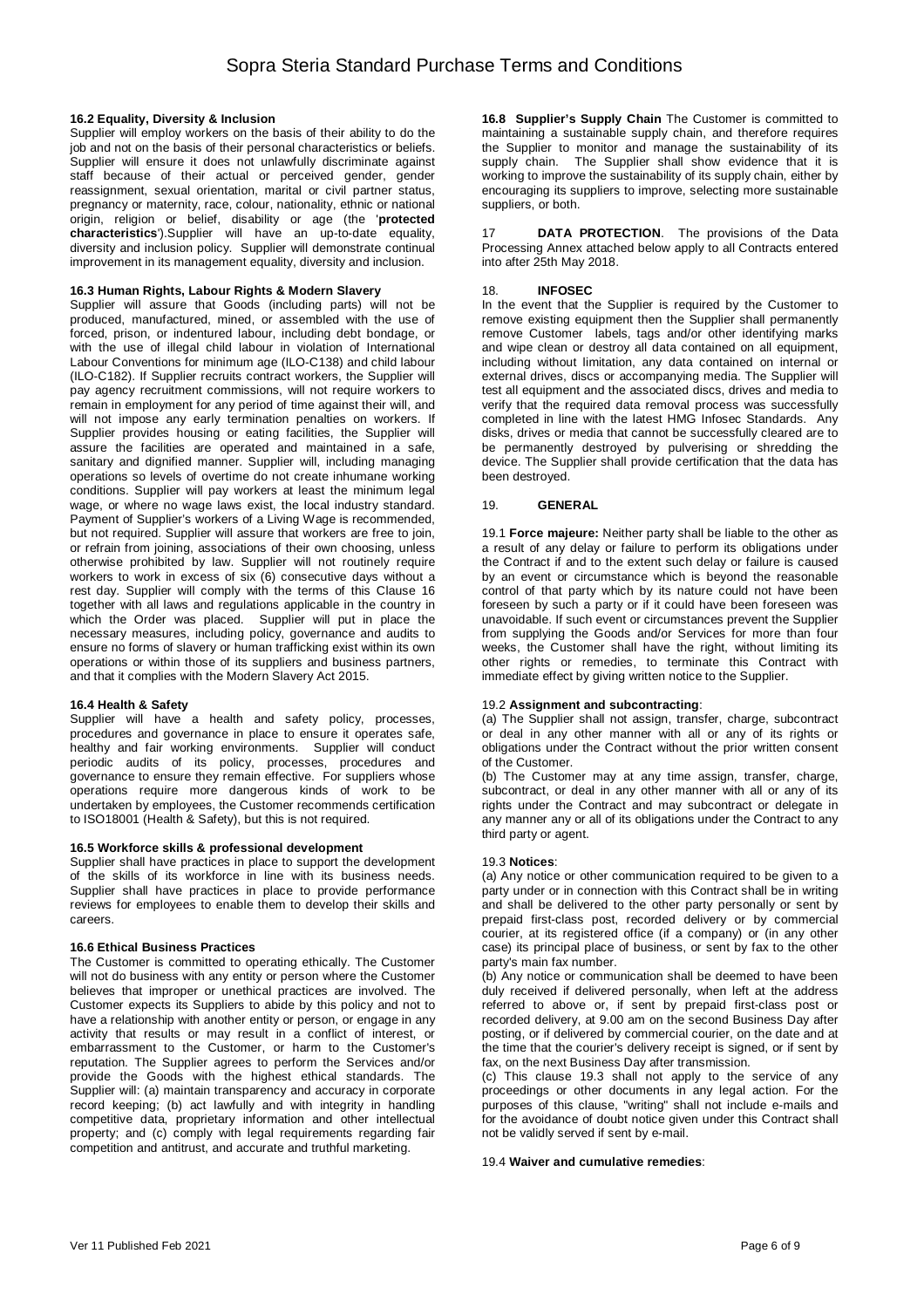### 16.2 Equality, Diversity & Inclusion

Supplier will employ workers on the basis of their ability to do the job and not on the basis of their personal characteristics or beliefs. Supplier will ensure it does not unlawfully discriminate against staff because of their actual or perceived gender, gender reassignment, sexual orientation, marital or civil partner status, pregnancy or maternity, race, colour, nationality, ethnic or national origin, religion or belief, disability or age (the '**protected characteristics**').Supplier will have an up-to-date equality, diversity and inclusion policy. Supplier will demonstrate continual improvement in its management equality, diversity and inclusion.

### 16.3 Human Rights, Labour Rights & Modern Slavery

Supplier will assure that Goods (including parts) will not be produced, manufactured, mined, or assembled with the use of forced, prison, or indentured labour, including debt bondage, or with the use of illegal child labour in violation of International Labour Conventions for minimum age (ILO-C138) and child labour (ILO-C182). If Supplier recruits contract workers, the Supplier will pay agency recruitment commissions, will not require workers to remain in employment for any period of time against their will, and will not impose any early termination penalties on workers. If Supplier provides housing or eating facilities, the Supplier will assure the facilities are operated and maintained in a safe, sanitary and dignified manner. Supplier will, including managing operations so levels of overtime do not create inhumane working conditions. Supplier will pay workers at least the minimum legal wage, or where no wage laws exist, the local industry standard. Payment of Supplier's workers of a Living Wage is recommended, but not required. Supplier will assure that workers are free to join, or refrain from joining, associations of their own choosing, unless otherwise prohibited by law. Supplier will not routinely require workers to work in excess of six (6) consecutive days without a rest day. Supplier will comply with the terms of this Clause 16 together with all laws and regulations applicable in the country in which the Order was placed. Supplier will put in place the necessary measures, including policy, governance and audits to ensure no forms of slavery or human trafficking exist within its own operations or within those of its suppliers and business partners, and that it complies with the Modern Slavery Act 2015.

### 16.4 Health & Safety

Supplier will have a health and safety policy, processes, procedures and governance in place to ensure it operates safe, healthy and fair working environments. Supplier will conduct periodic audits of its policy, processes, procedures and governance to ensure they remain effective. For suppliers whose operations require more dangerous kinds of work to be undertaken by employees, the Customer recommends certification to ISO18001 (Health & Safety), but this is not required.

### 16.5 Workforce skills & professional development

Supplier shall have practices in place to support the development of the skills of its workforce in line with its business needs. Supplier shall have practices in place to provide performance reviews for employees to enable them to develop their skills and careers.

### 16.6 Ethical Business Practices

The Customer is committed to operating ethically. The Customer will not do business with any entity or person where the Customer believes that improper or unethical practices are involved. The Customer expects its Suppliers to abide by this policy and not to have a relationship with another entity or person, or engage in any activity that results or may result in a conflict of interest, or embarrassment to the Customer, or harm to the Customer's reputation. The Supplier agrees to perform the Services and/or provide the Goods with the highest ethical standards. The Supplier will: (a) maintain transparency and accuracy in corporate record keeping; (b) act lawfully and with integrity in handling competitive data, proprietary information and other intellectual property; and (c) comply with legal requirements regarding fair competition and antitrust, and accurate and truthful marketing.

**16.8 Supplier's Supply Chain** The Customer is committed to maintaining a sustainable supply chain, and therefore requires the Supplier to monitor and manage the sustainability of its supply chain. The Supplier shall show evidence that it is working to improve the sustainability of its supply chain, either by encouraging its suppliers to improve, selecting more sustainable suppliers, or both.

17 **DATA PROTECTION**. The provisions of the Data Processing Annex attached below apply to all Contracts entered into after 25th May 2018.

## 18. INFOSEC

In the event that the Supplier is required by the Customer to remove existing equipment then the Supplier shall permanently remove Customer labels, tags and/or other identifying marks and wipe clean or destroy all data contained on all equipment, including without limitation, any data contained on internal or external drives, discs or accompanying media. The Supplier will test all equipment and the associated discs, drives and media to verify that the required data removal process was successfully completed in line with the latest HMG Infosec Standards. Any disks, drives or media that cannot be successfully cleared are to be permanently destroyed by pulverising or shredding the device. The Supplier shall provide certification that the data has been destroyed.

## 19. GENERAL

19.1 **Force majeure:** Neither party shall be liable to the other as a result of any delay or failure to perform its obligations under the Contract if and to the extent such delay or failure is caused by an event or circumstance which is beyond the reasonable control of that party which by its nature could not have been foreseen by such a party or if it could have been foreseen was unavoidable. If such event or circumstances prevent the Supplier from supplying the Goods and/or Services for more than four weeks, the Customer shall have the right, without limiting its other rights or remedies, to terminate this Contract with immediate effect by giving written notice to the Supplier.

19.2 **Assignment and subcontracting**:

(a) The Supplier shall not assign, transfer, charge, subcontract or deal in any other manner with all or any of its rights or obligations under the Contract without the prior written consent of the Customer.

(b) The Customer may at any time assign, transfer, charge, subcontract, or deal in any other manner with all or any of its rights under the Contract and may subcontract or delegate in any manner any or all of its obligations under the Contract to any third party or agent.

19.3 **Notices**:

(a) Any notice or other communication required to be given to a party under or in connection with this Contract shall be in writing and shall be delivered to the other party personally or sent by prepaid first-class post, recorded delivery or by commercial courier, at its registered office (if a company) or (in any other case) its principal place of business, or sent by fax to the other party's main fax number.

(b) Any notice or communication shall be deemed to have been duly received if delivered personally, when left at the address referred to above or, if sent by prepaid first-class post or recorded delivery, at 9.00 am on the second Business Day after posting, or if delivered by commercial courier, on the date and at the time that the courier's delivery receipt is signed, or if sent by fax, on the next Business Day after transmission.

(c) This clause 19.3 shall not apply to the service of any proceedings or other documents in any legal action. For the purposes of this clause, "writing" shall not include e-mails and for the avoidance of doubt notice given under this Contract shall not be validly served if sent by e-mail.

19.4 **Waiver and cumulative remedies**: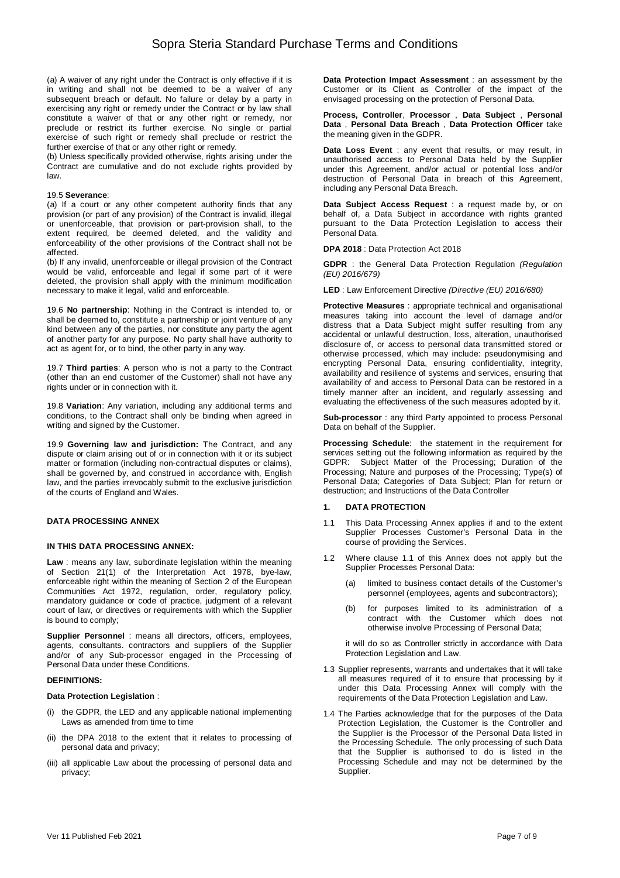(a) A waiver of any right under the Contract is only effective if it is in writing and shall not be deemed to be a waiver of any subsequent breach or default. No failure or delay by a party in exercising any right or remedy under the Contract or by law shall constitute a waiver of that or any other right or remedy, nor preclude or restrict its further exercise. No single or partial exercise of such right or remedy shall preclude or restrict the further exercise of that or any other right or remedy.

(b) Unless specifically provided otherwise, rights arising under the Contract are cumulative and do not exclude rights provided by law.

19.5 **Severance**:

(a) If a court or any other competent authority finds that any provision (or part of any provision) of the Contract is invalid, illegal or unenforceable, that provision or part-provision shall, to the extent required, be deemed deleted, and the validity and enforceability of the other provisions of the Contract shall not be affected.

(b) If any invalid, unenforceable or illegal provision of the Contract would be valid, enforceable and legal if some part of it were deleted, the provision shall apply with the minimum modification necessary to make it legal, valid and enforceable.

19.6 **No partnership**: Nothing in the Contract is intended to, or shall be deemed to, constitute a partnership or joint venture of any kind between any of the parties, nor constitute any party the agent of another party for any purpose. No party shall have authority to act as agent for, or to bind, the other party in any way.

19.7 **Third parties**: A person who is not a party to the Contract (other than an end customer of the Customer) shall not have any rights under or in connection with it.

19.8 **Variation**: Any variation, including any additional terms and conditions, to the Contract shall only be binding when agreed in writing and signed by the Customer.

19.9 **Governing law and jurisdiction:** The Contract, and any dispute or claim arising out of or in connection with it or its subject matter or formation (including non-contractual disputes or claims), shall be governed by, and construed in accordance with, English law, and the parties irrevocably submit to the exclusive jurisdiction of the courts of England and Wales.

## DATA PROCESSING ANNEX

### IN THIS DATA PROCESSING ANNEX:

**Law** : means any law, subordinate legislation within the meaning of Section 21(1) of the Interpretation Act 1978, bye-law, enforceable right within the meaning of Section 2 of the European Communities Act 1972, regulation, order, regulatory policy, mandatory guidance or code of practice, judgment of a relevant court of law, or directives or requirements with which the Supplier is bound to comply;

**Supplier Personnel** : means all directors, officers, employees, agents, consultants. contractors and suppliers of the Supplier and/or of any Sub-processor engaged in the Processing of Personal Data under these Conditions.

### DEFINITIONS:

**Data Protection Legislation** :

(i) the GDPR, the LED and any applicable national implementing Laws as amended from time to time

(ii) the DPA 2018 to the extent that it relates to processing of personal data and privacy;

(iii) all applicable Law about the processing of personal data and privacy;

**Data Protection Impact Assessment** : an assessment by the Customer or its Client as Controller of the impact of the envisaged processing on the protection of Personal Data.

**Process, Controller**, **Processor** , **Data Subject** , **Personal Data** , **Personal Data Breach** , **Data Protection Officer** take the meaning given in the GDPR.

**Data Loss Event** : any event that results, or may result, in unauthorised access to Personal Data held by the Supplier under this Agreement, and/or actual or potential loss and/or destruction of Personal Data in breach of this Agreement, including any Personal Data Breach.

**Data Subject Access Request** : a request made by, or on behalf of, a Data Subject in accordance with rights granted pursuant to the Data Protection Legislation to access their Personal Data.

**DPA 2018** : Data Protection Act 2018

**GDPR** : the General Data Protection Regulation *(Regulation (EU) 2016/679)*

**LED** : Law Enforcement Directive *(Directive (EU) 2016/680)*

**Protective Measures** : appropriate technical and organisational measures taking into account the level of damage and/or distress that a Data Subject might suffer resulting from any accidental or unlawful destruction, loss, alteration, unauthorised disclosure of, or access to personal data transmitted stored or otherwise processed, which may include: pseudonymising and encrypting Personal Data, ensuring confidentiality, integrity, availability and resilience of systems and services, ensuring that availability of and access to Personal Data can be restored in a timely manner after an incident, and regularly assessing and evaluating the effectiveness of the such measures adopted by it.

**Sub-processor** : any third Party appointed to process Personal Data on behalf of the Supplier.

**Processing Schedule**: the statement in the requirement for services setting out the following information as required by the GDPR: Subject Matter of the Processing; Duration of the Processing; Nature and purposes of the Processing; Type(s) of Personal Data; Categories of Data Subject; Plan for return or destruction; and Instructions of the Data Controller

### 1. DATA PROTECTION

1.1 This Data Processing Annex applies if and to the extent Supplier Processes Customer's Personal Data in the course of providing the Services.

1.2 Where clause 1.1 of this Annex does not apply but the Supplier Processes Personal Data:

   (a) limited to business contact details of the Customer's personnel (employees, agents and subcontractors);

   (b) for purposes limited to its administration of a contract with the Customer which does not otherwise involve Processing of Personal Data;

   it will do so as Controller strictly in accordance with Data Protection Legislation and Law.

1.3 Supplier represents, warrants and undertakes that it will take all measures required of it to ensure that processing by it under this Data Processing Annex will comply with the requirements of the Data Protection Legislation and Law.

1.4 The Parties acknowledge that for the purposes of the Data Protection Legislation, the Customer is the Controller and the Supplier is the Processor of the Personal Data listed in the Processing Schedule. The only processing of such Data that the Supplier is authorised to do is listed in the Processing Schedule and may not be determined by the Supplier.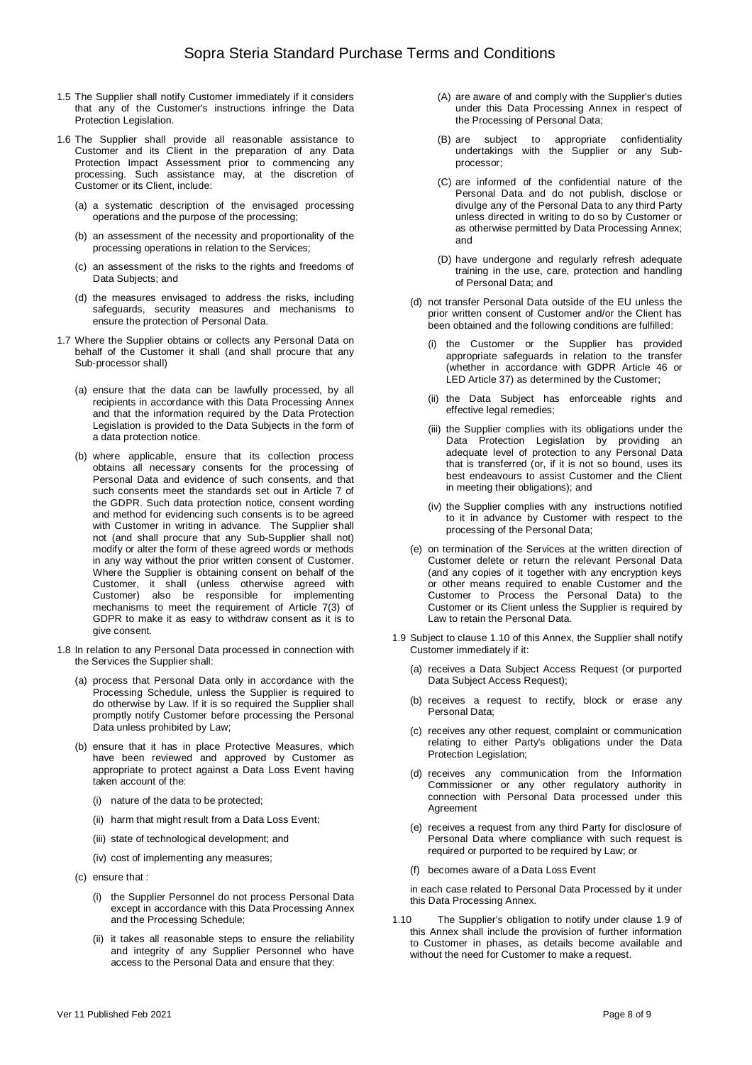1.5 The Supplier shall notify Customer immediately if it considers that any of the Customer's instructions infringe the Data Protection Legislation.

1.6 The Supplier shall provide all reasonable assistance to Customer and its Client in the preparation of any Data Protection Impact Assessment prior to commencing any processing. Such assistance may, at the discretion of Customer or its Client, include:

(a) a systematic description of the envisaged processing operations and the purpose of the processing;

(b) an assessment of the necessity and proportionality of the processing operations in relation to the Services;

(c) an assessment of the risks to the rights and freedoms of Data Subjects; and

(d) the measures envisaged to address the risks, including safeguards, security measures and mechanisms to ensure the protection of Personal Data.

1.7 Where the Supplier obtains or collects any Personal Data on behalf of the Customer it shall (and shall procure that any Sub-processor shall)

(a) ensure that the data can be lawfully processed, by all recipients in accordance with this Data Processing Annex and that the information required by the Data Protection Legislation is provided to the Data Subjects in the form of a data protection notice.

(b) where applicable, ensure that its collection process obtains all necessary consents for the processing of Personal Data and evidence of such consents, and that such consents meet the standards set out in Article 7 of the GDPR. Such data protection notice, consent wording and method for evidencing such consents is to be agreed with Customer in writing in advance. The Supplier shall not (and shall procure that any Sub-Supplier shall not) modify or alter the form of these agreed words or methods in any way without the prior written consent of Customer. Where the Supplier is obtaining consent on behalf of the Customer, it shall (unless otherwise agreed with Customer) also be responsible for implementing mechanisms to meet the requirement of Article 7(3) of GDPR to make it as easy to withdraw consent as it is to give consent.

1.8 In relation to any Personal Data processed in connection with the Services the Supplier shall:

(a) process that Personal Data only in accordance with the Processing Schedule, unless the Supplier is required to do otherwise by Law. If it is so required the Supplier shall promptly notify Customer before processing the Personal Data unless prohibited by Law;

(b) ensure that it has in place Protective Measures, which have been reviewed and approved by Customer as appropriate to protect against a Data Loss Event having taken account of the:

(i) nature of the data to be protected;

(ii) harm that might result from a Data Loss Event;

(iii) state of technological development; and

(iv) cost of implementing any measures;

(c) ensure that :

(i) the Supplier Personnel do not process Personal Data except in accordance with this Data Processing Annex and the Processing Schedule;

(ii) it takes all reasonable steps to ensure the reliability and integrity of any Supplier Personnel who have access to the Personal Data and ensure that they:

(A) are aware of and comply with the Supplier's duties under this Data Processing Annex in respect of the Processing of Personal Data;

(B) are subject to appropriate confidentiality undertakings with the Supplier or any Sub-processor;

(C) are informed of the confidential nature of the Personal Data and do not publish, disclose or divulge any of the Personal Data to any third Party unless directed in writing to do so by Customer or as otherwise permitted by Data Processing Annex; and

(D) have undergone and regularly refresh adequate training in the use, care, protection and handling of Personal Data; and

(d) not transfer Personal Data outside of the EU unless the prior written consent of Customer and/or the Client has been obtained and the following conditions are fulfilled:

(i) the Customer or the Supplier has provided appropriate safeguards in relation to the transfer (whether in accordance with GDPR Article 46 or LED Article 37) as determined by the Customer;

(ii) the Data Subject has enforceable rights and effective legal remedies;

(iii) the Supplier complies with its obligations under the Data Protection Legislation by providing an adequate level of protection to any Personal Data that is transferred (or, if it is not so bound, uses its best endeavours to assist Customer and the Client in meeting their obligations); and

(iv) the Supplier complies with any instructions notified to it in advance by Customer with respect to the processing of the Personal Data;

(e) on termination of the Services at the written direction of Customer delete or return the relevant Personal Data (and any copies of it together with any encryption keys or other means required to enable Customer and the Customer to Process the Personal Data) to the Customer or its Client unless the Supplier is required by Law to retain the Personal Data.

1.9 Subject to clause 1.10 of this Annex, the Supplier shall notify Customer immediately if it:

(a) receives a Data Subject Access Request (or purported Data Subject Access Request);

(b) receives a request to rectify, block or erase any Personal Data;

(c) receives any other request, complaint or communication relating to either Party's obligations under the Data Protection Legislation;

(d) receives any communication from the Information Commissioner or any other regulatory authority in connection with Personal Data processed under this Agreement

(e) receives a request from any third Party for disclosure of Personal Data where compliance with such request is required or purported to be required by Law; or

(f) becomes aware of a Data Loss Event

in each case related to Personal Data Processed by it under this Data Processing Annex.

1.10 The Supplier's obligation to notify under clause 1.9 of this Annex shall include the provision of further information to Customer in phases, as details become available and without the need for Customer to make a request.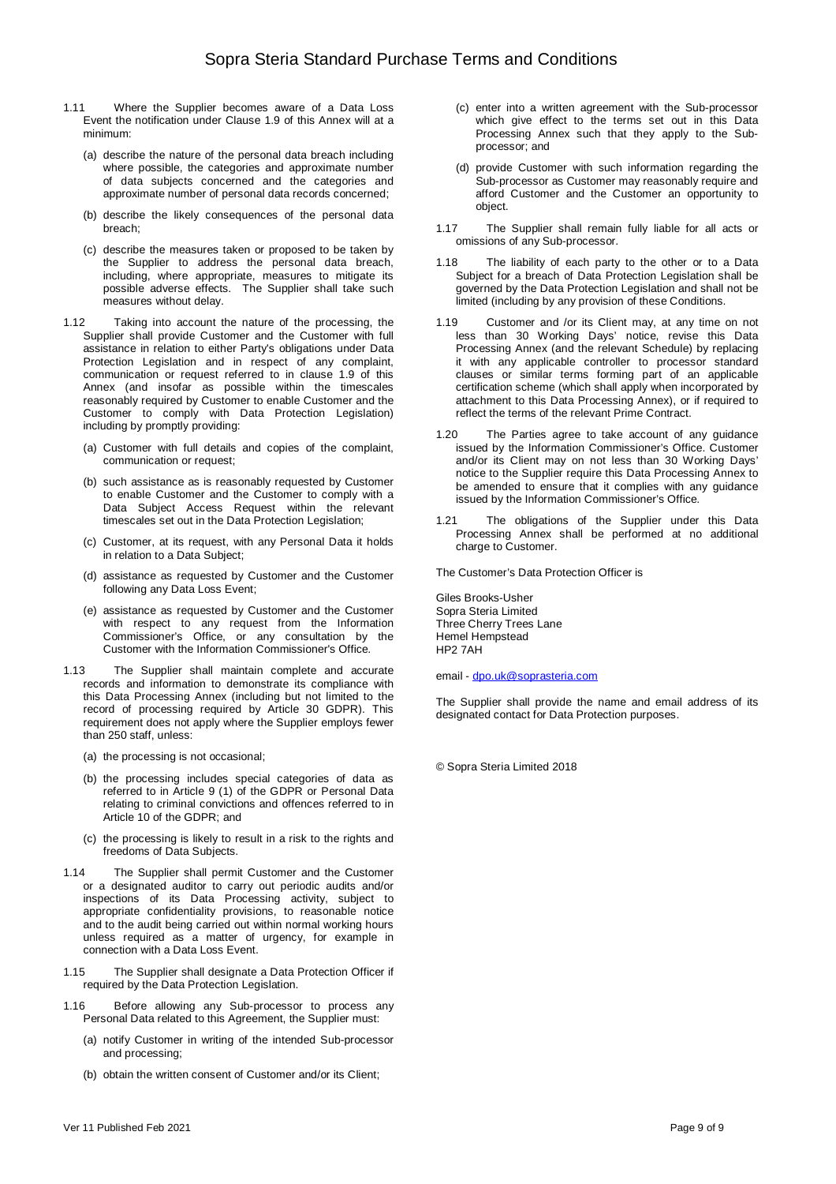1.11 Where the Supplier becomes aware of a Data Loss Event the notification under Clause 1.9 of this Annex will at a minimum:

(a) describe the nature of the personal data breach including where possible, the categories and approximate number of data subjects concerned and the categories and approximate number of personal data records concerned;

(b) describe the likely consequences of the personal data breach;

(c) describe the measures taken or proposed to be taken by the Supplier to address the personal data breach, including, where appropriate, measures to mitigate its possible adverse effects. The Supplier shall take such measures without delay.

1.12 Taking into account the nature of the processing, the Supplier shall provide Customer and the Customer with full assistance in relation to either Party's obligations under Data Protection Legislation and in respect of any complaint, communication or request referred to in clause 1.9 of this Annex (and insofar as possible within the timescales reasonably required by Customer to enable Customer and the Customer to comply with Data Protection Legislation) including by promptly providing:

(a) Customer with full details and copies of the complaint, communication or request;

(b) such assistance as is reasonably requested by Customer to enable Customer and the Customer to comply with a Data Subject Access Request within the relevant timescales set out in the Data Protection Legislation;

(c) Customer, at its request, with any Personal Data it holds in relation to a Data Subject;

(d) assistance as requested by Customer and the Customer following any Data Loss Event;

(e) assistance as requested by Customer and the Customer with respect to any request from the Information Commissioner's Office, or any consultation by the Customer with the Information Commissioner's Office.

1.13 The Supplier shall maintain complete and accurate records and information to demonstrate its compliance with this Data Processing Annex (including but not limited to the record of processing required by Article 30 GDPR). This requirement does not apply where the Supplier employs fewer than 250 staff, unless:

(a) the processing is not occasional;

(b) the processing includes special categories of data as referred to in Article 9 (1) of the GDPR or Personal Data relating to criminal convictions and offences referred to in Article 10 of the GDPR; and

(c) the processing is likely to result in a risk to the rights and freedoms of Data Subjects.

1.14 The Supplier shall permit Customer and the Customer or a designated auditor to carry out periodic audits and/or inspections of its Data Processing activity, subject to appropriate confidentiality provisions, to reasonable notice and to the audit being carried out within normal working hours unless required as a matter of urgency, for example in connection with a Data Loss Event.

1.15 The Supplier shall designate a Data Protection Officer if required by the Data Protection Legislation.

1.16 Before allowing any Sub-processor to process any Personal Data related to this Agreement, the Supplier must:

(a) notify Customer in writing of the intended Sub-processor and processing;

(b) obtain the written consent of Customer and/or its Client;

(c) enter into a written agreement with the Sub-processor which give effect to the terms set out in this Data Processing Annex such that they apply to the Sub-processor; and

(d) provide Customer with such information regarding the Sub-processor as Customer may reasonably require and afford Customer and the Customer an opportunity to object.

1.17 The Supplier shall remain fully liable for all acts or omissions of any Sub-processor.

1.18 The liability of each party to the other or to a Data Subject for a breach of Data Protection Legislation shall be governed by the Data Protection Legislation and shall not be limited (including by any provision of these Conditions.

1.19 Customer and /or its Client may, at any time on not less than 30 Working Days' notice, revise this Data Processing Annex (and the relevant Schedule) by replacing it with any applicable controller to processor standard clauses or similar terms forming part of an applicable certification scheme (which shall apply when incorporated by attachment to this Data Processing Annex), or if required to reflect the terms of the relevant Prime Contract.

1.20 The Parties agree to take account of any guidance issued by the Information Commissioner's Office. Customer and/or its Client may on not less than 30 Working Days' notice to the Supplier require this Data Processing Annex to be amended to ensure that it complies with any guidance issued by the Information Commissioner's Office.

1.21 The obligations of the Supplier under this Data Processing Annex shall be performed at no additional charge to Customer.

The Customer's Data Protection Officer is

Giles Brooks-Usher
Sopra Steria Limited
Three Cherry Trees Lane
Hemel Hempstead
HP2 7AH

email - dpo.uk@soprasteria.com

The Supplier shall provide the name and email address of its designated contact for Data Protection purposes.

© Sopra Steria Limited 2018